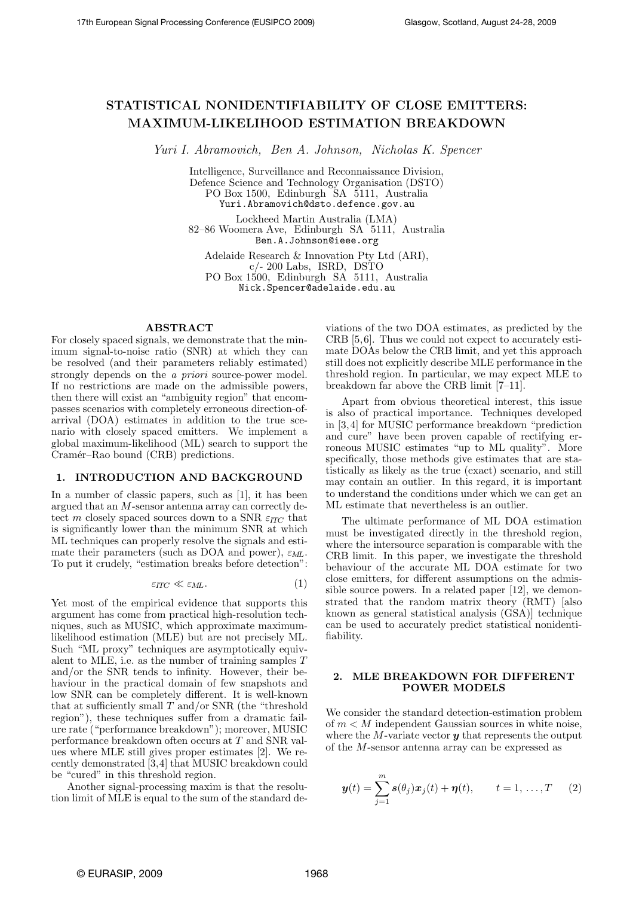# STATISTICAL NONIDENTIFIABILITY OF CLOSE EMITTERS: MAXIMUM-LIKELIHOOD ESTIMATION BREAKDOWN

*Yuri I. Abramovich, Ben A. Johnson, Nicholas K. Spencer*

Intelligence, Surveillance and Reconnaissance Division,
Defence Science and Technology Organisation (DSTO)
PO Box 1500, Edinburgh SA 5111, Australia
Yuri.Abramovich@dsto.defence.gov.au

Lockheed Martin Australia (LMA)
82–86 Woomera Ave, Edinburgh SA 5111, Australia
Ben.A.Johnson@ieee.org

Adelaide Research & Innovation Pty Ltd (ARI),
c/- 200 Labs, ISRD, DSTO
PO Box 1500, Edinburgh SA 5111, Australia
Nick.Spencer@adelaide.edu.au

## ABSTRACT

For closely spaced signals, we demonstrate that the minimum signal-to-noise ratio (SNR) at which they can be resolved (and their parameters reliably estimated) strongly depends on the *a priori* source-power model. If no restrictions are made on the admissible powers, then there will exist an "ambiguity region" that encompasses scenarios with completely erroneous direction-of-arrival (DOA) estimates in addition to the true scenario with closely spaced emitters. We implement a global maximum-likelihood (ML) search to support the Cramér–Rao bound (CRB) predictions.

## 1. INTRODUCTION AND BACKGROUND

In a number of classic papers, such as [1], it has been argued that an $M$-sensor antenna array can correctly detect $m$ closely spaced sources down to a SNR $\varepsilon_{ITC}$ that is significantly lower than the minimum SNR at which ML techniques can properly resolve the signals and estimate their parameters (such as DOA and power), $\varepsilon_{ML}$. To put it crudely, "estimation breaks before detection":

$$\varepsilon_{ITC} \ll \varepsilon_{ML}. \tag{1}$$

Yet most of the empirical evidence that supports this argument has come from practical high-resolution techniques, such as MUSIC, which approximate maximum-likelihood estimation (MLE) but are not precisely ML. Such "ML proxy" techniques are asymptotically equivalent to MLE, i.e. as the number of training samples $T$ and/or the SNR tends to infinity. However, their behaviour in the practical domain of few snapshots and low SNR can be completely different. It is well-known that at sufficiently small $T$ and/or SNR (the "threshold region"), these techniques suffer from a dramatic failure rate ("performance breakdown"); moreover, MUSIC performance breakdown often occurs at $T$ and SNR values where MLE still gives proper estimates [2]. We recently demonstrated [3,4] that MUSIC breakdown could be "cured" in this threshold region.

Another signal-processing maxim is that the resolution limit of MLE is equal to the sum of the standard deviations of the two DOA estimates, as predicted by the CRB [5,6]. Thus we could not expect to accurately estimate DOAs below the CRB limit, and yet this approach still does not explicitly describe MLE performance in the threshold region. In particular, we may expect MLE to breakdown far above the CRB limit [7–11].

Apart from obvious theoretical interest, this issue is also of practical importance. Techniques developed in [3,4] for MUSIC performance breakdown "prediction and cure" have been proven capable of rectifying erroneous MUSIC estimates "up to ML quality". More specifically, those methods give estimates that are statistically as likely as the true (exact) scenario, and still may contain an outlier. In this regard, it is important to understand the conditions under which we can get an ML estimate that nevertheless is an outlier.

The ultimate performance of ML DOA estimation must be investigated directly in the threshold region, where the intersource separation is comparable with the CRB limit. In this paper, we investigate the threshold behaviour of the accurate ML DOA estimate for two close emitters, for different assumptions on the admissible source powers. In a related paper [12], we demonstrated that the random matrix theory (RMT) [also known as general statistical analysis (GSA)] technique can be used to accurately predict statistical nonidentifiability.

## 2. MLE BREAKDOWN FOR DIFFERENT POWER MODELS

We consider the standard detection-estimation problem of $m < M$ independent Gaussian sources in white noise, where the $M$-variate vector $\boldsymbol{y}$ that represents the output of the $M$-sensor antenna array can be expressed as

$$\boldsymbol{y}(t) = \sum_{j=1}^{m} \boldsymbol{s}(\theta_j)\boldsymbol{x}_j(t) + \boldsymbol{\eta}(t), \qquad t = 1, \ldots, T \tag{2}$$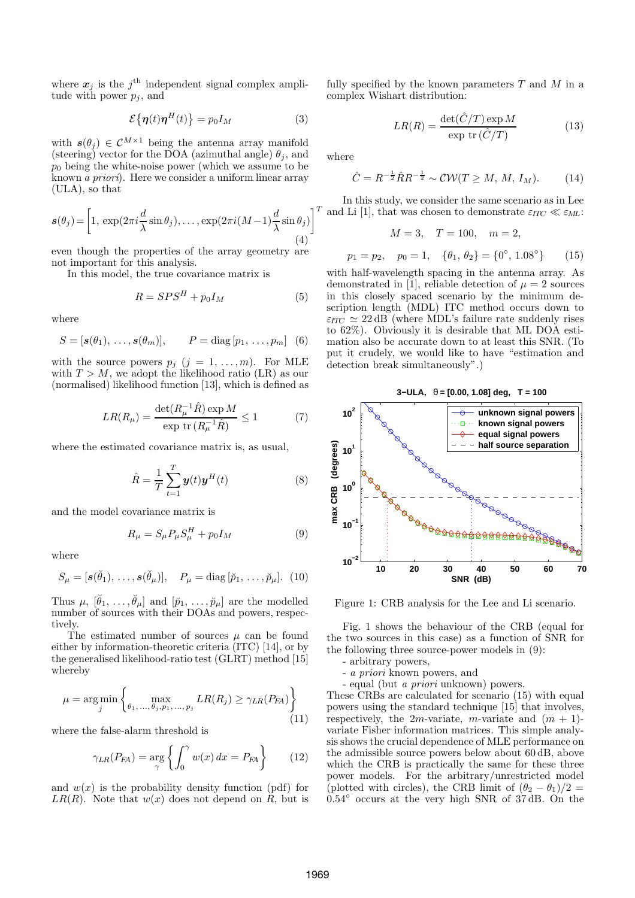where $\boldsymbol{x}_j$ is the $j^{\text{th}}$ independent signal complex amplitude with power $p_j$, and

$$\mathcal{E}\{\boldsymbol{\eta}(t)\boldsymbol{\eta}^H(t)\} = p_0 I_M \tag{3}$$

with $\boldsymbol{s}(\theta_j) \in \mathcal{C}^{M\times 1}$ being the antenna array manifold (steering) vector for the DOA (azimuthal angle) $\theta_j$, and $p_0$ being the white-noise power (which we assume to be known *a priori*). Here we consider a uniform linear array (ULA), so that

$$\boldsymbol{s}(\theta_j) = \left[1,\ \exp(2\pi i \frac{d}{\lambda}\sin\theta_j), \ldots, \exp(2\pi i (M-1)\frac{d}{\lambda}\sin\theta_j)\right]^T \tag{4}$$

even though the properties of the array geometry are not important for this analysis.

In this model, the true covariance matrix is

$$R = SPS^H + p_0 I_M \tag{5}$$

where

$$S = [\boldsymbol{s}(\theta_1), \ldots, \boldsymbol{s}(\theta_m)], \qquad P = \text{diag}\,[p_1, \ldots, p_m] \tag{6}$$

with the source powers $p_j$ ($j = 1, \ldots, m$). For MLE with $T > M$, we adopt the likelihood ratio (LR) as our (normalised) likelihood function [13], which is defined as

$$LR(R_\mu) = \frac{\det(R_\mu^{-1}\hat{R})\exp M}{\exp\,\text{tr}\,(R_\mu^{-1}\hat{R})} \leq 1 \tag{7}$$

where the estimated covariance matrix is, as usual,

$$\hat{R} = \frac{1}{T}\sum_{t=1}^{T}\boldsymbol{y}(t)\boldsymbol{y}^H(t) \tag{8}$$

and the model covariance matrix is

$$R_\mu = S_\mu P_\mu S_\mu^H + p_0 I_M \tag{9}$$

where

$$S_\mu = [\boldsymbol{s}(\breve{\theta}_1), \ldots, \boldsymbol{s}(\breve{\theta}_\mu)], \quad P_\mu = \text{diag}\,[\breve{p}_1, \ldots, \breve{p}_\mu]. \tag{10}$$

Thus $\mu$, $[\breve{\theta}_1, \ldots, \breve{\theta}_\mu]$ and $[\breve{p}_1, \ldots, \breve{p}_\mu]$ are the modelled number of sources with their DOAs and powers, respectively.

The estimated number of sources $\mu$ can be found either by information-theoretic criteria (ITC) [14], or by the generalised likelihood-ratio test (GLRT) method [15] whereby

$$\mu = \arg\min_j \left\{ \max_{\theta_1, \ldots, \theta_j, p_1, \ldots, p_j} LR(R_j) \geq \gamma_{LR}(P_{FA}) \right\} \tag{11}$$

where the false-alarm threshold is

$$\gamma_{LR}(P_{FA}) = \arg_\gamma \left\{ \int_0^\gamma w(x)\, dx = P_{FA} \right\} \tag{12}$$

and $w(x)$ is the probability density function (pdf) for $LR(R)$. Note that $w(x)$ does not depend on $R$, but is fully specified by the known parameters $T$ and $M$ in a complex Wishart distribution:

$$LR(R) = \frac{\det(\hat{C}/T)\exp M}{\exp\,\text{tr}\,(\hat{C}/T)} \tag{13}$$

where

$$\hat{C} = R^{-\frac{1}{2}}\hat{R}R^{-\frac{1}{2}} \sim \mathcal{CW}(T \geq M,\ M,\ I_M). \tag{14}$$

In this study, we consider the same scenario as in Lee and Li [1], that was chosen to demonstrate $\varepsilon_{ITC} \ll \varepsilon_{ML}$:

$$M = 3, \quad T = 100, \quad m = 2,$$

$$p_1 = p_2, \quad p_0 = 1, \quad \{\theta_1,\ \theta_2\} = \{0^\circ,\ 1.08^\circ\} \tag{15}$$

with half-wavelength spacing in the antenna array. As demonstrated in [1], reliable detection of $\mu = 2$ sources in this closely spaced scenario by the minimum description length (MDL) ITC method occurs down to $\varepsilon_{ITC} \simeq 22$ dB (where MDL's failure rate suddenly rises to 62%). Obviously it is desirable that ML DOA estimation also be accurate down to at least this SNR. (To put it crudely, we would like to have "estimation and detection break simultaneously".)

Figure 1: CRB analysis for the Lee and Li scenario.

Fig. 1 shows the behaviour of the CRB (equal for the two sources in this case) as a function of SNR for the following three source-power models in (9):

- arbitrary powers,
- *a priori* known powers, and
- equal (but *a priori* unknown) powers.

These CRBs are calculated for scenario (15) with equal powers using the standard technique [15] that involves, respectively, the $2m$-variate, $m$-variate and $(m+1)$-variate Fisher information matrices. This simple analysis shows the crucial dependence of MLE performance on the admissible source powers below about 60 dB, above which the CRB is practically the same for these three power models. For the arbitrary/unrestricted model (plotted with circles), the CRB limit of $(\theta_2 - \theta_1)/2 = 0.54^\circ$ occurs at the very high SNR of 37 dB. On the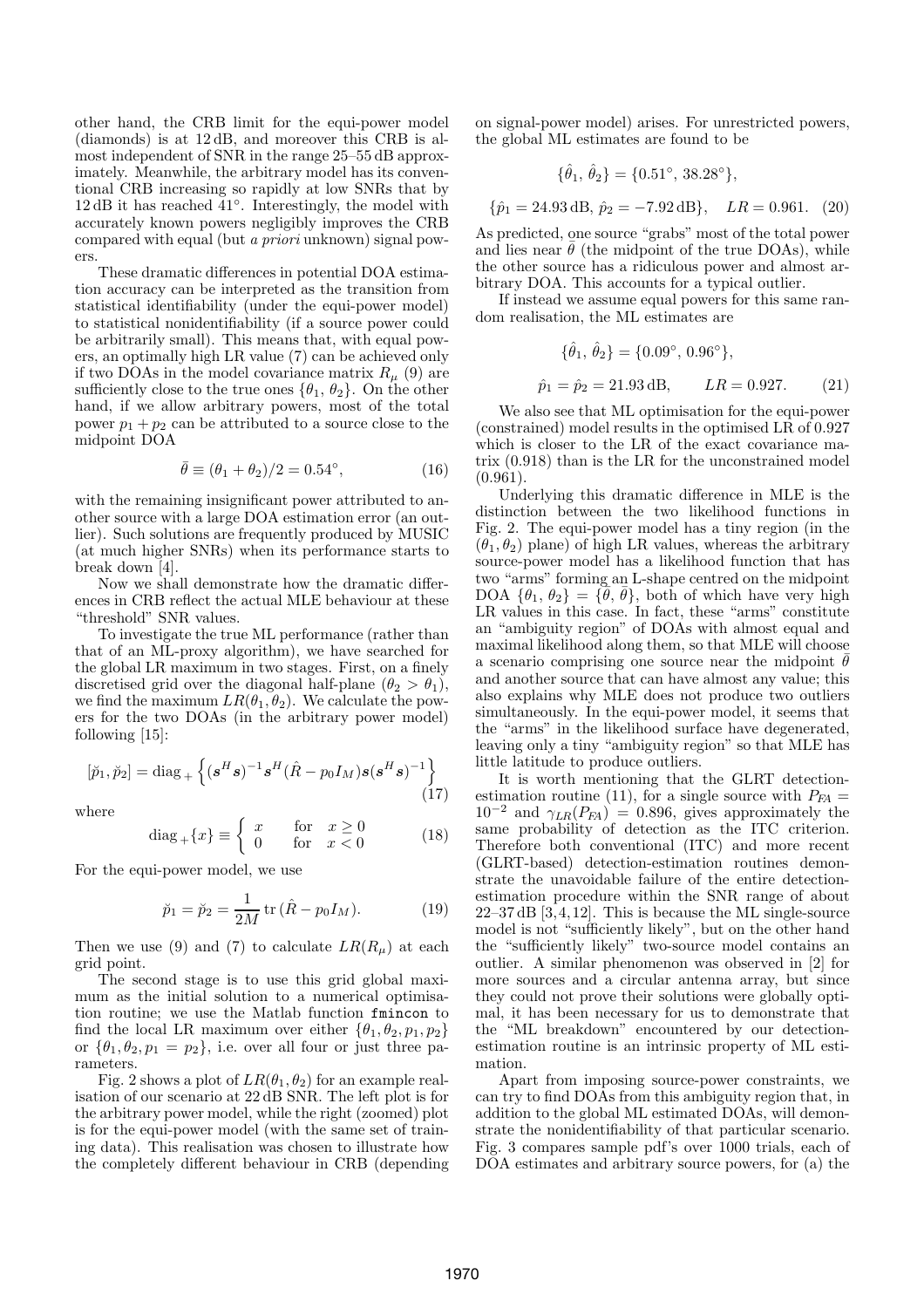other hand, the CRB limit for the equi-power model (diamonds) is at 12 dB, and moreover this CRB is almost independent of SNR in the range 25–55 dB approximately. Meanwhile, the arbitrary model has its conventional CRB increasing so rapidly at low SNRs that by 12 dB it has reached 41°. Interestingly, the model with accurately known powers negligibly improves the CRB compared with equal (but *a priori* unknown) signal powers.

These dramatic differences in potential DOA estimation accuracy can be interpreted as the transition from statistical identifiability (under the equi-power model) to statistical nonidentifiability (if a source power could be arbitrarily small). This means that, with equal powers, an optimally high LR value (7) can be achieved only if two DOAs in the model covariance matrix $R_\mu$ (9) are sufficiently close to the true ones $\{\theta_1, \theta_2\}$. On the other hand, if we allow arbitrary powers, most of the total power $p_1 + p_2$ can be attributed to a source close to the midpoint DOA

$$\bar{\theta} \equiv (\theta_1 + \theta_2)/2 = 0.54^\circ, \tag{16}$$

with the remaining insignificant power attributed to another source with a large DOA estimation error (an outlier). Such solutions are frequently produced by MUSIC (at much higher SNRs) when its performance starts to break down [4].

Now we shall demonstrate how the dramatic differences in CRB reflect the actual MLE behaviour at these "threshold" SNR values.

To investigate the true ML performance (rather than that of an ML-proxy algorithm), we have searched for the global LR maximum in two stages. First, on a finely discretised grid over the diagonal half-plane ($\theta_2 > \theta_1$), we find the maximum $LR(\theta_1, \theta_2)$. We calculate the powers for the two DOAs (in the arbitrary power model) following [15]:

$$[\breve{p}_1, \breve{p}_2] = \operatorname{diag}_+ \left\{ (\boldsymbol{s}^H \boldsymbol{s})^{-1} \boldsymbol{s}^H (\hat{R} - p_0 I_M) \boldsymbol{s} (\boldsymbol{s}^H \boldsymbol{s})^{-1} \right\} \tag{17}$$

where

$$\operatorname{diag}_+\{x\} \equiv \begin{cases} x & \text{for } x \geq 0 \\ 0 & \text{for } x < 0 \end{cases} \tag{18}$$

For the equi-power model, we use

$$\breve{p}_1 = \breve{p}_2 = \frac{1}{2M} \operatorname{tr}(\hat{R} - p_0 I_M). \tag{19}$$

Then we use (9) and (7) to calculate $LR(R_\mu)$ at each grid point.

The second stage is to use this grid global maximum as the initial solution to a numerical optimisation routine; we use the Matlab function `fmincon` to find the local LR maximum over either $\{\theta_1, \theta_2, p_1, p_2\}$ or $\{\theta_1, \theta_2, p_1 = p_2\}$, i.e. over all four or just three parameters.

Fig. 2 shows a plot of $LR(\theta_1, \theta_2)$ for an example realisation of our scenario at 22 dB SNR. The left plot is for the arbitrary power model, while the right (zoomed) plot is for the equi-power model (with the same set of training data). This realisation was chosen to illustrate how the completely different behaviour in CRB (depending on signal-power model) arises. For unrestricted powers, the global ML estimates are found to be

$$\{\hat{\theta}_1, \hat{\theta}_2\} = \{0.51^\circ, 38.28^\circ\},$$

$$\{\hat{p}_1 = 24.93\,\text{dB}, \hat{p}_2 = -7.92\,\text{dB}\}, \quad LR = 0.961. \tag{20}$$

As predicted, one source "grabs" most of the total power and lies near $\bar{\theta}$ (the midpoint of the true DOAs), while the other source has a ridiculous power and almost arbitrary DOA. This accounts for a typical outlier.

If instead we assume equal powers for this same random realisation, the ML estimates are

$$\{\hat{\theta}_1, \hat{\theta}_2\} = \{0.09^\circ, 0.96^\circ\},$$

$$\hat{p}_1 = \hat{p}_2 = 21.93\,\text{dB}, \qquad LR = 0.927. \tag{21}$$

We also see that ML optimisation for the equi-power (constrained) model results in the optimised LR of 0.927 which is closer to the LR of the exact covariance matrix (0.918) than is the LR for the unconstrained model (0.961).

Underlying this dramatic difference in MLE is the distinction between the two likelihood functions in Fig. 2. The equi-power model has a tiny region (in the $(\theta_1, \theta_2)$ plane) of high LR values, whereas the arbitrary source-power model has a likelihood function that has two "arms" forming an L-shape centred on the midpoint DOA $\{\theta_1, \theta_2\} = \{\bar{\theta}, \bar{\theta}\}$, both of which have very high LR values in this case. In fact, these "arms" constitute an "ambiguity region" of DOAs with almost equal and maximal likelihood along them, so that MLE will choose a scenario comprising one source near the midpoint $\bar{\theta}$ and another source that can have almost any value; this also explains why MLE does not produce two outliers simultaneously. In the equi-power model, it seems that the "arms" in the likelihood surface have degenerated, leaving only a tiny "ambiguity region" so that MLE has little latitude to produce outliers.

It is worth mentioning that the GLRT detection-estimation routine (11), for a single source with $P_{FA} = 10^{-2}$ and $\gamma_{LR}(P_{FA}) = 0.896$, gives approximately the same probability of detection as the ITC criterion. Therefore both conventional (ITC) and more recent (GLRT-based) detection-estimation routines demonstrate the unavoidable failure of the entire detection-estimation procedure within the SNR range of about 22–37 dB [3, 4, 12]. This is because the ML single-source model is not "sufficiently likely", but on the other hand the "sufficiently likely" two-source model contains an outlier. A similar phenomenon was observed in [2] for more sources and a circular antenna array, but since they could not prove their solutions were globally optimal, it has been necessary for us to demonstrate that the "ML breakdown" encountered by our detection-estimation routine is an intrinsic property of ML estimation.

Apart from imposing source-power constraints, we can try to find DOAs from this ambiguity region that, in addition to the global ML estimated DOAs, will demonstrate the nonidentifiability of that particular scenario. Fig. 3 compares sample pdf's over 1000 trials, each of DOA estimates and arbitrary source powers, for (a) the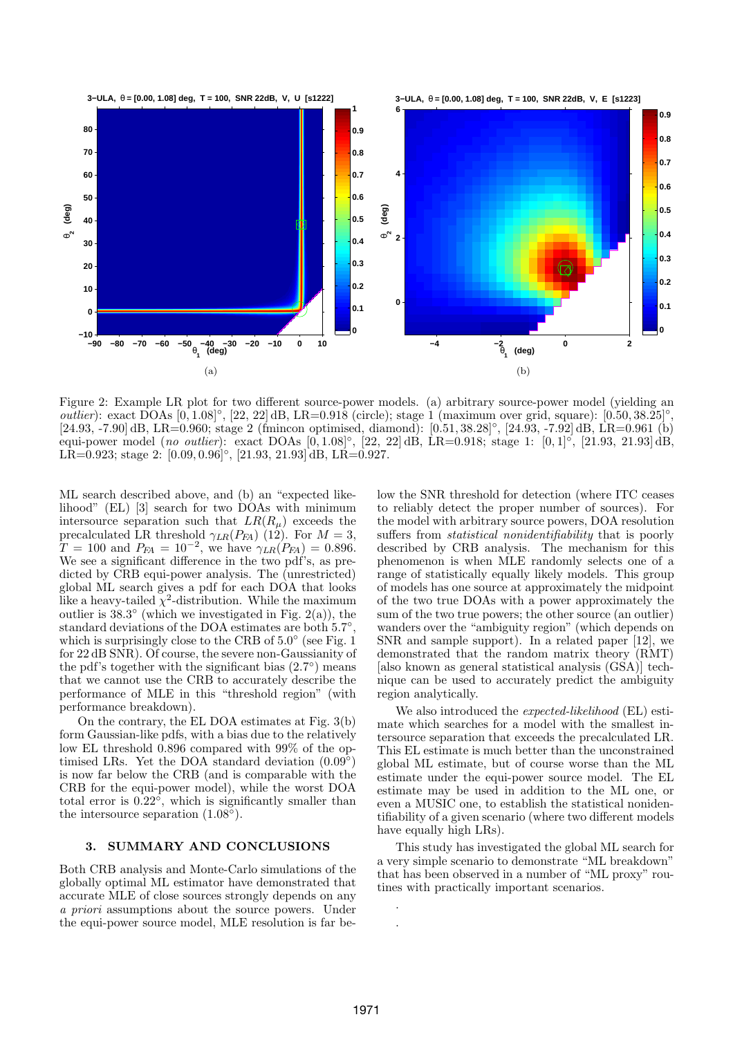Figure 2: Example LR plot for two different source-power models. (a) arbitrary source-power model (yielding an *outlier*): exact DOAs $[0, 1.08]^\circ$, [22, 22] dB, LR=0.918 (circle); stage 1 (maximum over grid, square): $[0.50, 38.25]^\circ$, [24.93, -7.90] dB, LR=0.960; stage 2 (fmincon optimised, diamond): $[0.51, 38.28]^\circ$, [24.93, -7.92] dB, LR=0.961 (b) equi-power model (*no outlier*): exact DOAs $[0, 1.08]^\circ$, [22, 22] dB, LR=0.918; stage 1: $[0, 1]^\circ$, [21.93, 21.93] dB, LR=0.923; stage 2: $[0.09, 0.96]^\circ$, [21.93, 21.93] dB, LR=0.927.

ML search described above, and (b) an "expected likelihood" (EL) [3] search for two DOAs with minimum intersource separation such that $LR(R_\mu)$ exceeds the precalculated LR threshold $\gamma_{LR}(P_{FA})$ (12). For $M = 3$, $T = 100$ and $P_{FA} = 10^{-2}$, we have $\gamma_{LR}(P_{FA}) = 0.896$. We see a significant difference in the two pdf's, as predicted by CRB equi-power analysis. The (unrestricted) global ML search gives a pdf for each DOA that looks like a heavy-tailed $\chi^2$-distribution. While the maximum outlier is $38.3^\circ$ (which we investigated in Fig. 2(a)), the standard deviations of the DOA estimates are both $5.7^\circ$, which is surprisingly close to the CRB of $5.0^\circ$ (see Fig. 1 for 22 dB SNR). Of course, the severe non-Gaussianity of the pdf's together with the significant bias ($2.7^\circ$) means that we cannot use the CRB to accurately describe the performance of MLE in this "threshold region" (with performance breakdown).

On the contrary, the EL DOA estimates at Fig. 3(b) form Gaussian-like pdfs, with a bias due to the relatively low EL threshold 0.896 compared with 99% of the optimised LRs. Yet the DOA standard deviation ($0.09^\circ$) is now far below the CRB (and is comparable with the CRB for the equi-power model), while the worst DOA total error is $0.22^\circ$, which is significantly smaller than the intersource separation ($1.08^\circ$).

## 3. SUMMARY AND CONCLUSIONS

Both CRB analysis and Monte-Carlo simulations of the globally optimal ML estimator have demonstrated that accurate MLE of close sources strongly depends on any *a priori* assumptions about the source powers. Under the equi-power source model, MLE resolution is far below the SNR threshold for detection (where ITC ceases to reliably detect the proper number of sources). For the model with arbitrary source powers, DOA resolution suffers from *statistical nonidentifiability* that is poorly described by CRB analysis. The mechanism for this phenomenon is when MLE randomly selects one of a range of statistically equally likely models. This group of models has one source at approximately the midpoint of the two true DOAs with a power approximately the sum of the two true powers; the other source (an outlier) wanders over the "ambiguity region" (which depends on SNR and sample support). In a related paper [12], we demonstrated that the random matrix theory (RMT) [also known as general statistical analysis (GSA)] technique can be used to accurately predict the ambiguity region analytically.

We also introduced the *expected-likelihood* (EL) estimate which searches for a model with the smallest intersource separation that exceeds the precalculated LR. This EL estimate is much better than the unconstrained global ML estimate, but of course worse than the ML estimate under the equi-power source model. The EL estimate may be used in addition to the ML one, or even a MUSIC one, to establish the statistical nonidentifiability of a given scenario (where two different models have equally high LRs).

This study has investigated the global ML search for a very simple scenario to demonstrate "ML breakdown" that has been observed in a number of "ML proxy" routines with practically important scenarios.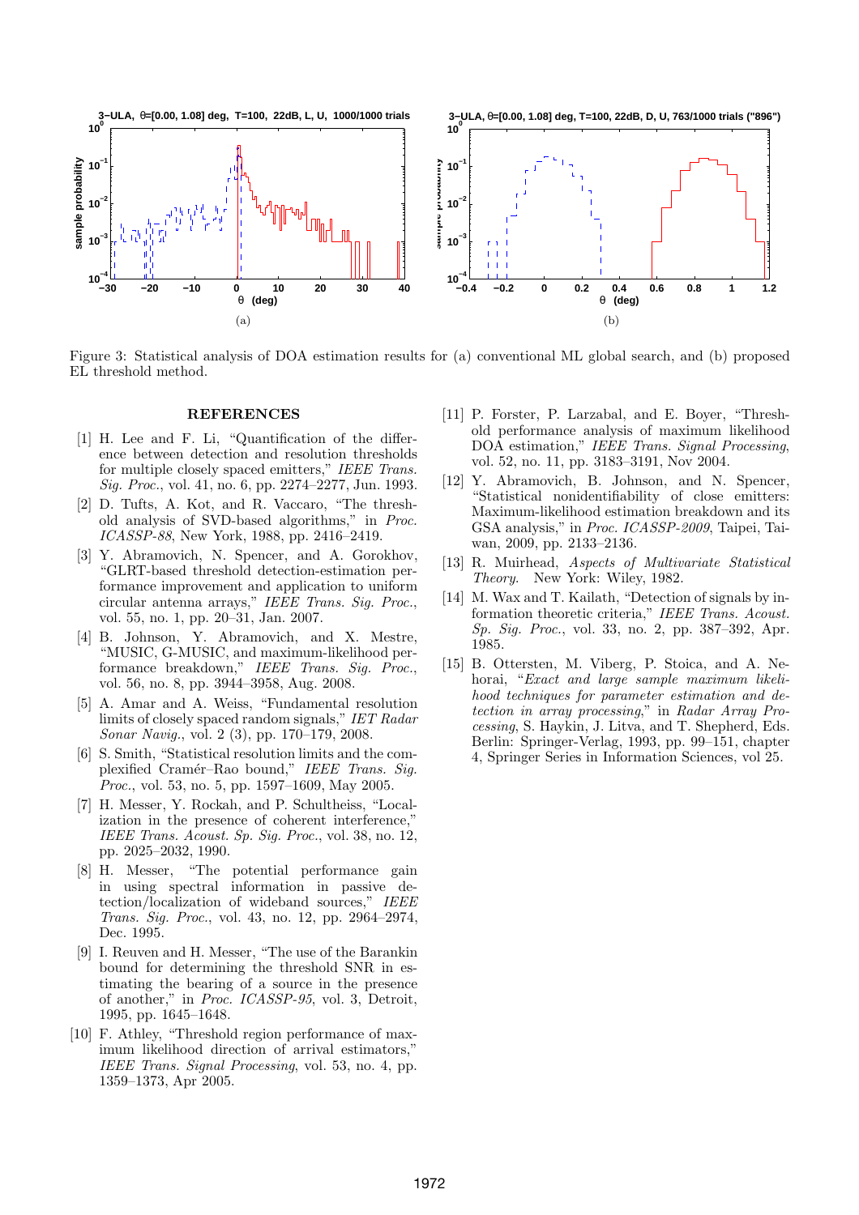3–ULA, θ=[0.00, 1.08] deg, T=100, 22dB, L, U, 1000/1000 trials

sample probability

θ (deg)

(a)

3–ULA, θ=[0.00, 1.08] deg, T=100, 22dB, D, U, 763/1000 trials ("896")

θ (deg)

(b)

Figure 3: Statistical analysis of DOA estimation results for (a) conventional ML global search, and (b) proposed EL threshold method.

## REFERENCES

[1] H. Lee and F. Li, "Quantification of the difference between detection and resolution thresholds for multiple closely spaced emitters," *IEEE Trans. Sig. Proc.*, vol. 41, no. 6, pp. 2274–2277, Jun. 1993.

[2] D. Tufts, A. Kot, and R. Vaccaro, "The threshold analysis of SVD-based algorithms," in *Proc. ICASSP-88*, New York, 1988, pp. 2416–2419.

[3] Y. Abramovich, N. Spencer, and A. Gorokhov, "GLRT-based threshold detection-estimation performance improvement and application to uniform circular antenna arrays," *IEEE Trans. Sig. Proc.*, vol. 55, no. 1, pp. 20–31, Jan. 2007.

[4] B. Johnson, Y. Abramovich, and X. Mestre, "MUSIC, G-MUSIC, and maximum-likelihood performance breakdown," *IEEE Trans. Sig. Proc.*, vol. 56, no. 8, pp. 3944–3958, Aug. 2008.

[5] A. Amar and A. Weiss, "Fundamental resolution limits of closely spaced random signals," *IET Radar Sonar Navig.*, vol. 2 (3), pp. 170–179, 2008.

[6] S. Smith, "Statistical resolution limits and the complexified Cramér–Rao bound," *IEEE Trans. Sig. Proc.*, vol. 53, no. 5, pp. 1597–1609, May 2005.

[7] H. Messer, Y. Rockah, and P. Schultheiss, "Localization in the presence of coherent interference," *IEEE Trans. Acoust. Sp. Sig. Proc.*, vol. 38, no. 12, pp. 2025–2032, 1990.

[8] H. Messer, "The potential performance gain in using spectral information in passive detection/localization of wideband sources," *IEEE Trans. Sig. Proc.*, vol. 43, no. 12, pp. 2964–2974, Dec. 1995.

[9] I. Reuven and H. Messer, "The use of the Barankin bound for determining the threshold SNR in estimating the bearing of a source in the presence of another," in *Proc. ICASSP-95*, vol. 3, Detroit, 1995, pp. 1645–1648.

[10] F. Athley, "Threshold region performance of maximum likelihood direction of arrival estimators," *IEEE Trans. Signal Processing*, vol. 53, no. 4, pp. 1359–1373, Apr 2005.

[11] P. Forster, P. Larzabal, and E. Boyer, "Threshold performance analysis of maximum likelihood DOA estimation," *IEEE Trans. Signal Processing*, vol. 52, no. 11, pp. 3183–3191, Nov 2004.

[12] Y. Abramovich, B. Johnson, and N. Spencer, "Statistical nonidentifiability of close emitters: Maximum-likelihood estimation breakdown and its GSA analysis," in *Proc. ICASSP-2009*, Taipei, Taiwan, 2009, pp. 2133–2136.

[13] R. Muirhead, *Aspects of Multivariate Statistical Theory.* New York: Wiley, 1982.

[14] M. Wax and T. Kailath, "Detection of signals by information theoretic criteria," *IEEE Trans. Acoust. Sp. Sig. Proc.*, vol. 33, no. 2, pp. 387–392, Apr. 1985.

[15] B. Ottersten, M. Viberg, P. Stoica, and A. Nehorai, "*Exact and large sample maximum likelihood techniques for parameter estimation and detection in array processing*," in *Radar Array Processing*, S. Haykin, J. Litva, and T. Shepherd, Eds. Berlin: Springer-Verlag, 1993, pp. 99–151, chapter 4, Springer Series in Information Sciences, vol 25.